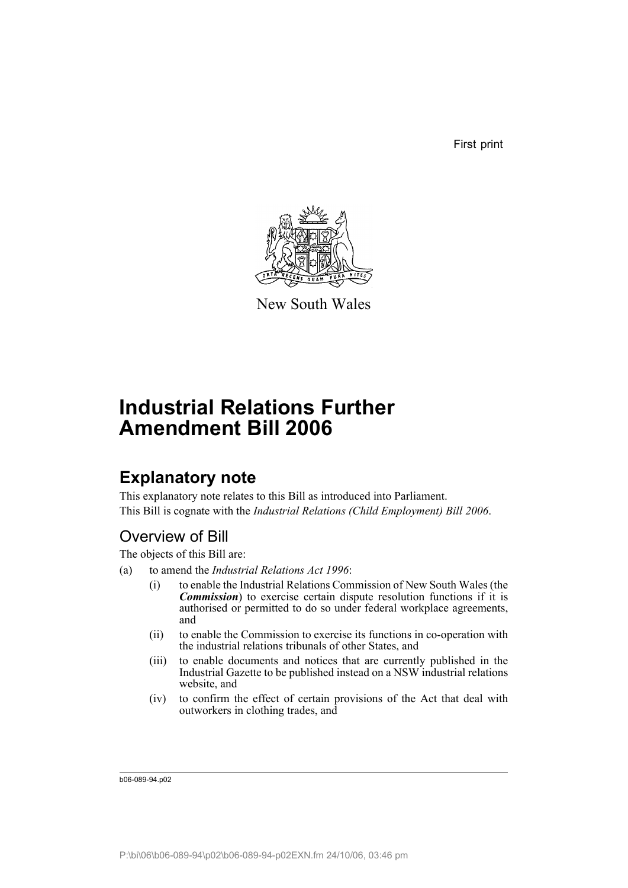First print

New South Wales

# Industrial Relations Further Amendment Bill 2006

## Explanatory note

This explanatory note relates to this Bill as introduced into Parliament.

This Bill is cognate with the *Industrial Relations (Child Employment) Bill 2006*.

### Overview of Bill

The objects of this Bill are:

(a) to amend the *Industrial Relations Act 1996*:

   (i) to enable the Industrial Relations Commission of New South Wales (the ***Commission***) to exercise certain dispute resolution functions if it is authorised or permitted to do so under federal workplace agreements, and

   (ii) to enable the Commission to exercise its functions in co-operation with the industrial relations tribunals of other States, and

   (iii) to enable documents and notices that are currently published in the Industrial Gazette to be published instead on a NSW industrial relations website, and

   (iv) to confirm the effect of certain provisions of the Act that deal with outworkers in clothing trades, and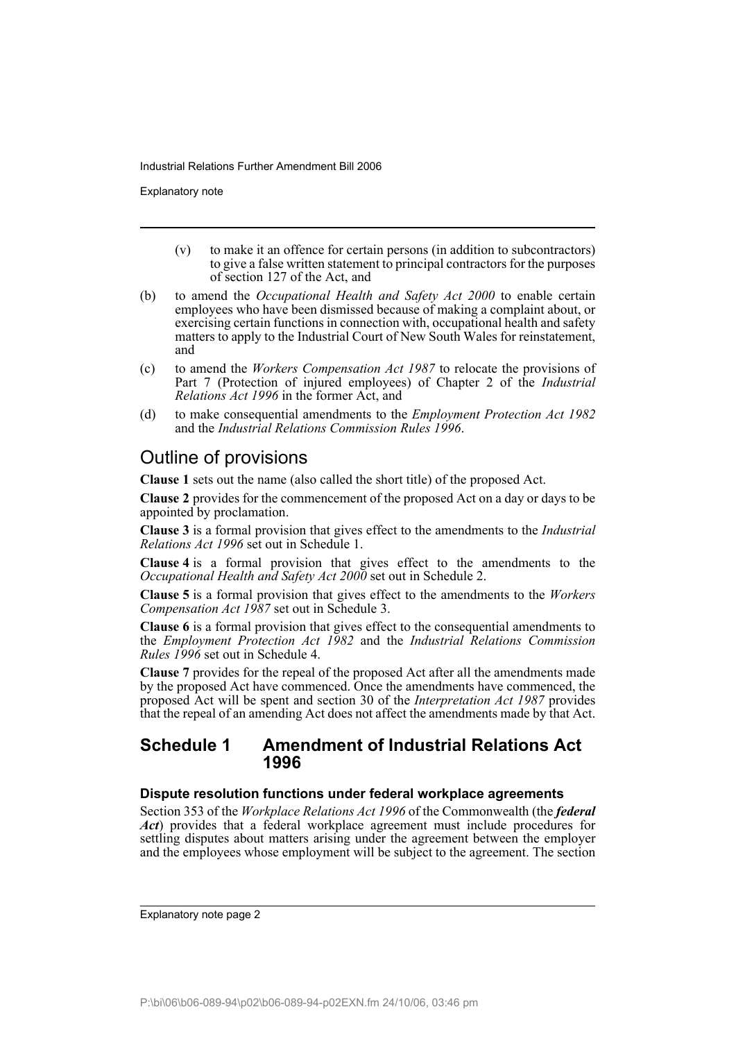(v) to make it an offence for certain persons (in addition to subcontractors) to give a false written statement to principal contractors for the purposes of section 127 of the Act, and

(b) to amend the *Occupational Health and Safety Act 2000* to enable certain employees who have been dismissed because of making a complaint about, or exercising certain functions in connection with, occupational health and safety matters to apply to the Industrial Court of New South Wales for reinstatement, and

(c) to amend the *Workers Compensation Act 1987* to relocate the provisions of Part 7 (Protection of injured employees) of Chapter 2 of the *Industrial Relations Act 1996* in the former Act, and

(d) to make consequential amendments to the *Employment Protection Act 1982* and the *Industrial Relations Commission Rules 1996*.

## Outline of provisions

**Clause 1** sets out the name (also called the short title) of the proposed Act.

**Clause 2** provides for the commencement of the proposed Act on a day or days to be appointed by proclamation.

**Clause 3** is a formal provision that gives effect to the amendments to the *Industrial Relations Act 1996* set out in Schedule 1.

**Clause 4** is a formal provision that gives effect to the amendments to the *Occupational Health and Safety Act 2000* set out in Schedule 2.

**Clause 5** is a formal provision that gives effect to the amendments to the *Workers Compensation Act 1987* set out in Schedule 3.

**Clause 6** is a formal provision that gives effect to the consequential amendments to the *Employment Protection Act 1982* and the *Industrial Relations Commission Rules 1996* set out in Schedule 4.

**Clause 7** provides for the repeal of the proposed Act after all the amendments made by the proposed Act have commenced. Once the amendments have commenced, the proposed Act will be spent and section 30 of the *Interpretation Act 1987* provides that the repeal of an amending Act does not affect the amendments made by that Act.

## Schedule 1 Amendment of Industrial Relations Act 1996

### Dispute resolution functions under federal workplace agreements

Section 353 of the *Workplace Relations Act 1996* of the Commonwealth (the ***federal Act***) provides that a federal workplace agreement must include procedures for settling disputes about matters arising under the agreement between the employer and the employees whose employment will be subject to the agreement. The section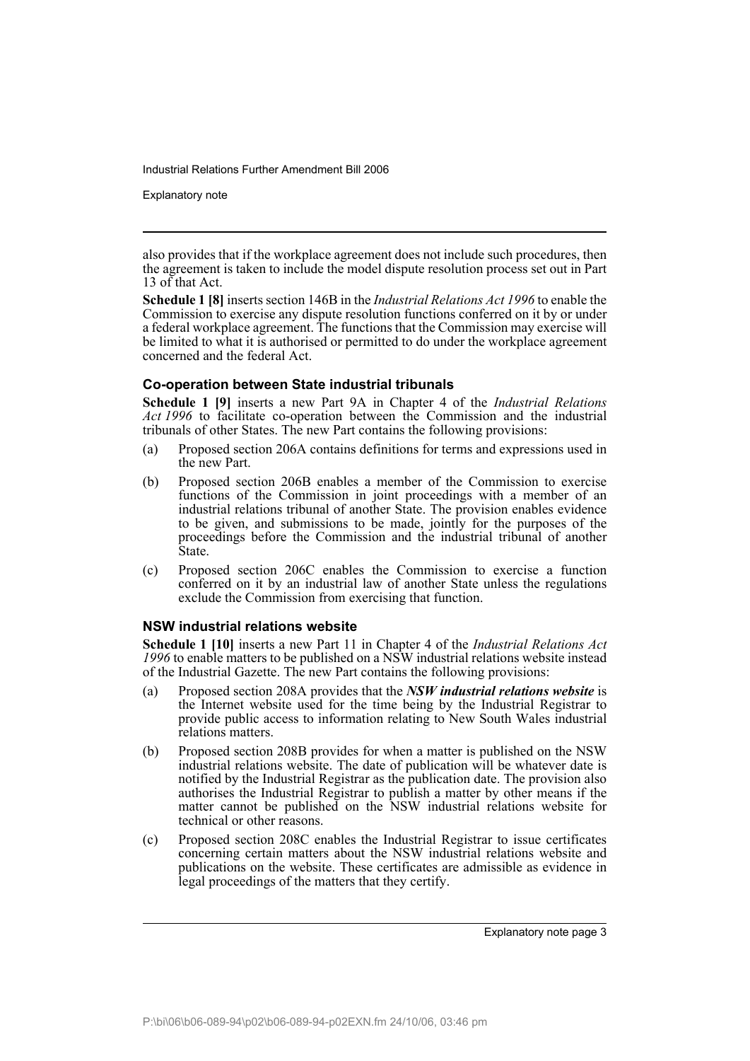also provides that if the workplace agreement does not include such procedures, then the agreement is taken to include the model dispute resolution process set out in Part 13 of that Act.

**Schedule 1 [8]** inserts section 146B in the *Industrial Relations Act 1996* to enable the Commission to exercise any dispute resolution functions conferred on it by or under a federal workplace agreement. The functions that the Commission may exercise will be limited to what it is authorised or permitted to do under the workplace agreement concerned and the federal Act.

### Co-operation between State industrial tribunals

**Schedule 1 [9]** inserts a new Part 9A in Chapter 4 of the *Industrial Relations Act 1996* to facilitate co-operation between the Commission and the industrial tribunals of other States. The new Part contains the following provisions:

(a) Proposed section 206A contains definitions for terms and expressions used in the new Part.

(b) Proposed section 206B enables a member of the Commission to exercise functions of the Commission in joint proceedings with a member of an industrial relations tribunal of another State. The provision enables evidence to be given, and submissions to be made, jointly for the purposes of the proceedings before the Commission and the industrial tribunal of another State.

(c) Proposed section 206C enables the Commission to exercise a function conferred on it by an industrial law of another State unless the regulations exclude the Commission from exercising that function.

### NSW industrial relations website

**Schedule 1 [10]** inserts a new Part 11 in Chapter 4 of the *Industrial Relations Act 1996* to enable matters to be published on a NSW industrial relations website instead of the Industrial Gazette. The new Part contains the following provisions:

(a) Proposed section 208A provides that the ***NSW industrial relations website*** is the Internet website used for the time being by the Industrial Registrar to provide public access to information relating to New South Wales industrial relations matters.

(b) Proposed section 208B provides for when a matter is published on the NSW industrial relations website. The date of publication will be whatever date is notified by the Industrial Registrar as the publication date. The provision also authorises the Industrial Registrar to publish a matter by other means if the matter cannot be published on the NSW industrial relations website for technical or other reasons.

(c) Proposed section 208C enables the Industrial Registrar to issue certificates concerning certain matters about the NSW industrial relations website and publications on the website. These certificates are admissible as evidence in legal proceedings of the matters that they certify.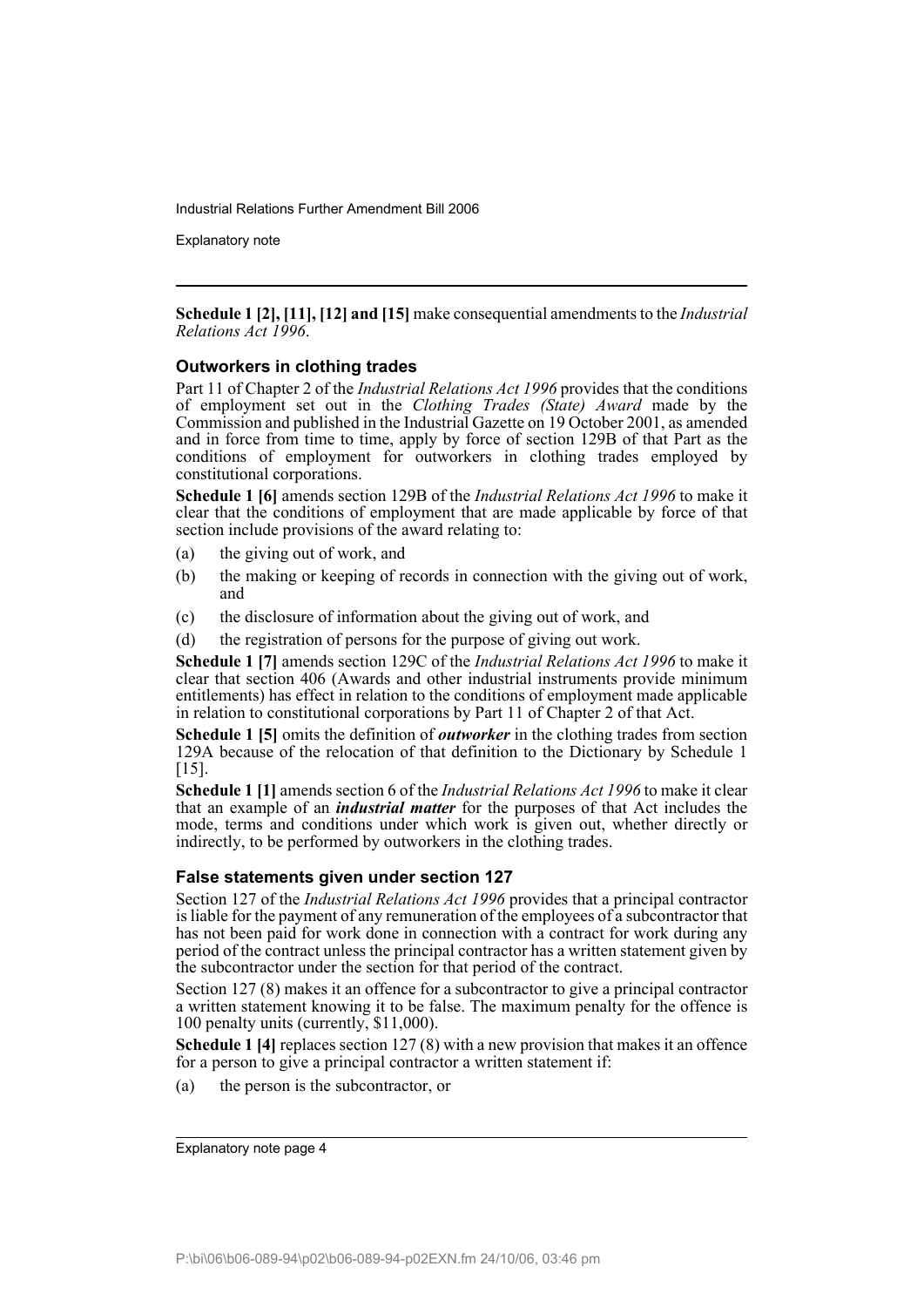**Schedule 1 [2], [11], [12] and [15]** make consequential amendments to the *Industrial Relations Act 1996*.

### Outworkers in clothing trades

Part 11 of Chapter 2 of the *Industrial Relations Act 1996* provides that the conditions of employment set out in the *Clothing Trades (State) Award* made by the Commission and published in the Industrial Gazette on 19 October 2001, as amended and in force from time to time, apply by force of section 129B of that Part as the conditions of employment for outworkers in clothing trades employed by constitutional corporations.

**Schedule 1 [6]** amends section 129B of the *Industrial Relations Act 1996* to make it clear that the conditions of employment that are made applicable by force of that section include provisions of the award relating to:

(a) the giving out of work, and

(b) the making or keeping of records in connection with the giving out of work, and

(c) the disclosure of information about the giving out of work, and

(d) the registration of persons for the purpose of giving out work.

**Schedule 1 [7]** amends section 129C of the *Industrial Relations Act 1996* to make it clear that section 406 (Awards and other industrial instruments provide minimum entitlements) has effect in relation to the conditions of employment made applicable in relation to constitutional corporations by Part 11 of Chapter 2 of that Act.

**Schedule 1 [5]** omits the definition of ***outworker*** in the clothing trades from section 129A because of the relocation of that definition to the Dictionary by Schedule 1 [15].

**Schedule 1 [1]** amends section 6 of the *Industrial Relations Act 1996* to make it clear that an example of an ***industrial matter*** for the purposes of that Act includes the mode, terms and conditions under which work is given out, whether directly or indirectly, to be performed by outworkers in the clothing trades.

### False statements given under section 127

Section 127 of the *Industrial Relations Act 1996* provides that a principal contractor is liable for the payment of any remuneration of the employees of a subcontractor that has not been paid for work done in connection with a contract for work during any period of the contract unless the principal contractor has a written statement given by the subcontractor under the section for that period of the contract.

Section 127 (8) makes it an offence for a subcontractor to give a principal contractor a written statement knowing it to be false. The maximum penalty for the offence is 100 penalty units (currently, $11,000).

**Schedule 1 [4]** replaces section 127 (8) with a new provision that makes it an offence for a person to give a principal contractor a written statement if:

(a) the person is the subcontractor, or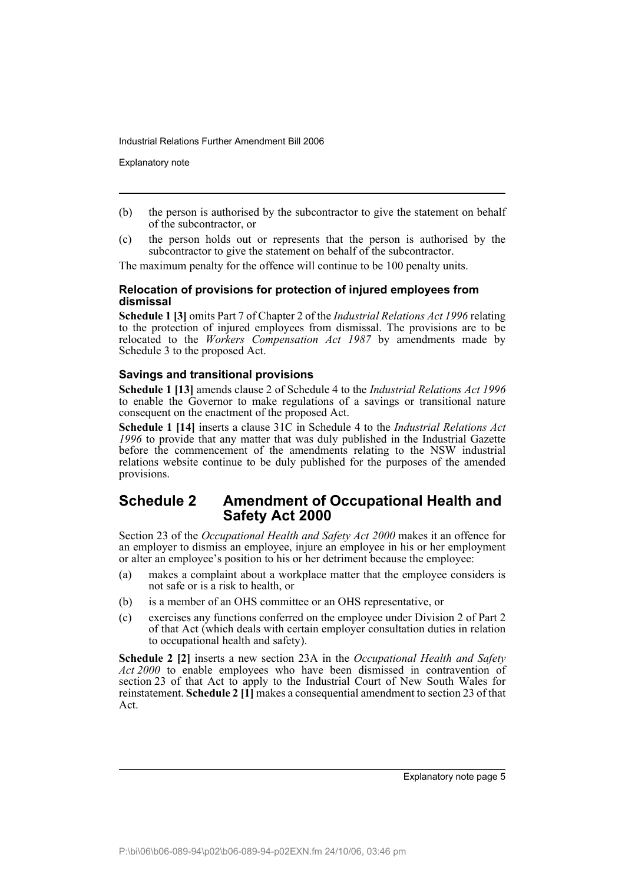(b) the person is authorised by the subcontractor to give the statement on behalf of the subcontractor, or

(c) the person holds out or represents that the person is authorised by the subcontractor to give the statement on behalf of the subcontractor.

The maximum penalty for the offence will continue to be 100 penalty units.

### Relocation of provisions for protection of injured employees from dismissal

**Schedule 1 [3]** omits Part 7 of Chapter 2 of the *Industrial Relations Act 1996* relating to the protection of injured employees from dismissal. The provisions are to be relocated to the *Workers Compensation Act 1987* by amendments made by Schedule 3 to the proposed Act.

### Savings and transitional provisions

**Schedule 1 [13]** amends clause 2 of Schedule 4 to the *Industrial Relations Act 1996* to enable the Governor to make regulations of a savings or transitional nature consequent on the enactment of the proposed Act.

**Schedule 1 [14]** inserts a clause 31C in Schedule 4 to the *Industrial Relations Act 1996* to provide that any matter that was duly published in the Industrial Gazette before the commencement of the amendments relating to the NSW industrial relations website continue to be duly published for the purposes of the amended provisions.

## Schedule 2 Amendment of Occupational Health and Safety Act 2000

Section 23 of the *Occupational Health and Safety Act 2000* makes it an offence for an employer to dismiss an employee, injure an employee in his or her employment or alter an employee's position to his or her detriment because the employee:

(a) makes a complaint about a workplace matter that the employee considers is not safe or is a risk to health, or

(b) is a member of an OHS committee or an OHS representative, or

(c) exercises any functions conferred on the employee under Division 2 of Part 2 of that Act (which deals with certain employer consultation duties in relation to occupational health and safety).

**Schedule 2 [2]** inserts a new section 23A in the *Occupational Health and Safety Act 2000* to enable employees who have been dismissed in contravention of section 23 of that Act to apply to the Industrial Court of New South Wales for reinstatement. **Schedule 2 [1]** makes a consequential amendment to section 23 of that Act.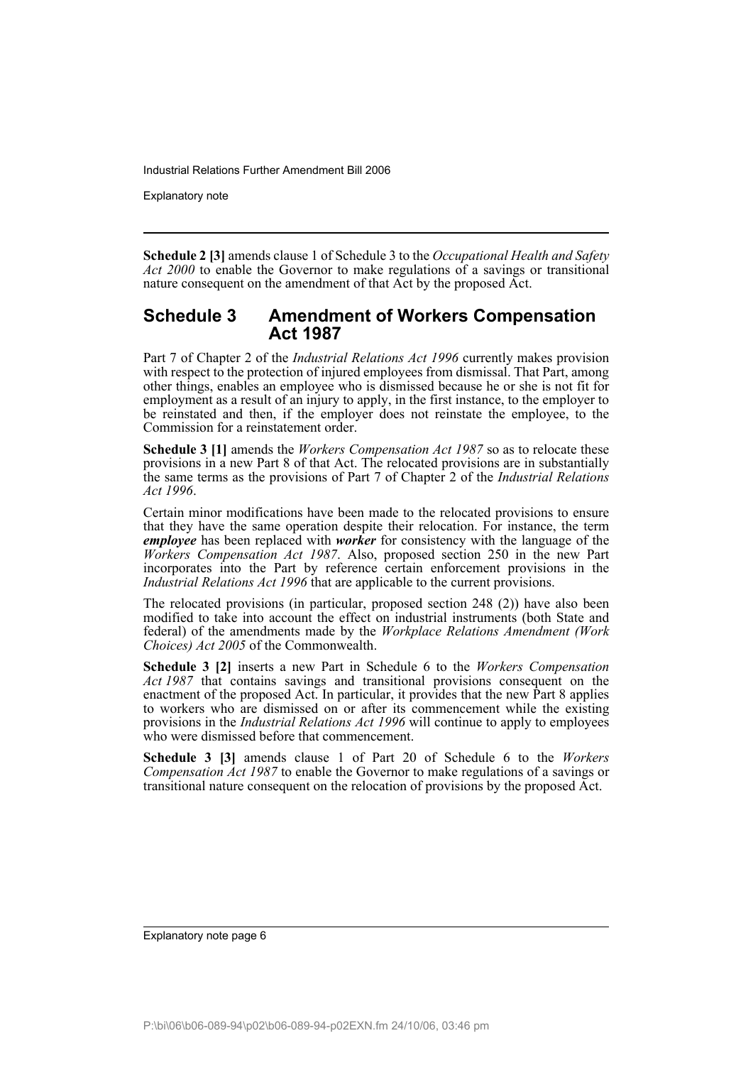**Schedule 2 [3]** amends clause 1 of Schedule 3 to the *Occupational Health and Safety Act 2000* to enable the Governor to make regulations of a savings or transitional nature consequent on the amendment of that Act by the proposed Act.

## Schedule 3 Amendment of Workers Compensation Act 1987

Part 7 of Chapter 2 of the *Industrial Relations Act 1996* currently makes provision with respect to the protection of injured employees from dismissal. That Part, among other things, enables an employee who is dismissed because he or she is not fit for employment as a result of an injury to apply, in the first instance, to the employer to be reinstated and then, if the employer does not reinstate the employee, to the Commission for a reinstatement order.

**Schedule 3 [1]** amends the *Workers Compensation Act 1987* so as to relocate these provisions in a new Part 8 of that Act. The relocated provisions are in substantially the same terms as the provisions of Part 7 of Chapter 2 of the *Industrial Relations Act 1996*.

Certain minor modifications have been made to the relocated provisions to ensure that they have the same operation despite their relocation. For instance, the term ***employee*** has been replaced with ***worker*** for consistency with the language of the *Workers Compensation Act 1987*. Also, proposed section 250 in the new Part incorporates into the Part by reference certain enforcement provisions in the *Industrial Relations Act 1996* that are applicable to the current provisions.

The relocated provisions (in particular, proposed section 248 (2)) have also been modified to take into account the effect on industrial instruments (both State and federal) of the amendments made by the *Workplace Relations Amendment (Work Choices) Act 2005* of the Commonwealth.

**Schedule 3 [2]** inserts a new Part in Schedule 6 to the *Workers Compensation Act 1987* that contains savings and transitional provisions consequent on the enactment of the proposed Act. In particular, it provides that the new Part 8 applies to workers who are dismissed on or after its commencement while the existing provisions in the *Industrial Relations Act 1996* will continue to apply to employees who were dismissed before that commencement.

**Schedule 3 [3]** amends clause 1 of Part 20 of Schedule 6 to the *Workers Compensation Act 1987* to enable the Governor to make regulations of a savings or transitional nature consequent on the relocation of provisions by the proposed Act.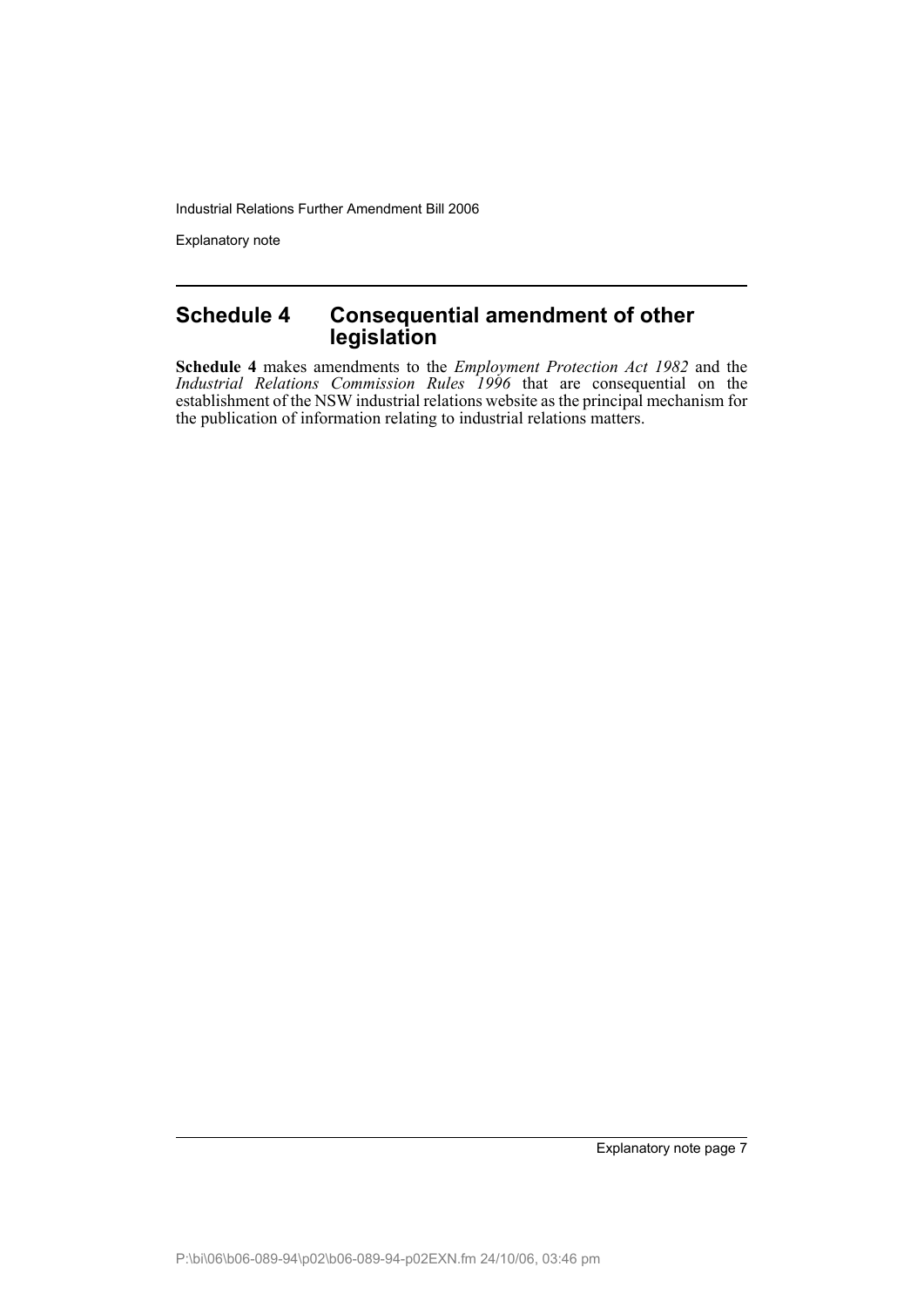## Schedule 4 Consequential amendment of other legislation

**Schedule 4** makes amendments to the *Employment Protection Act 1982* and the *Industrial Relations Commission Rules 1996* that are consequential on the establishment of the NSW industrial relations website as the principal mechanism for the publication of information relating to industrial relations matters.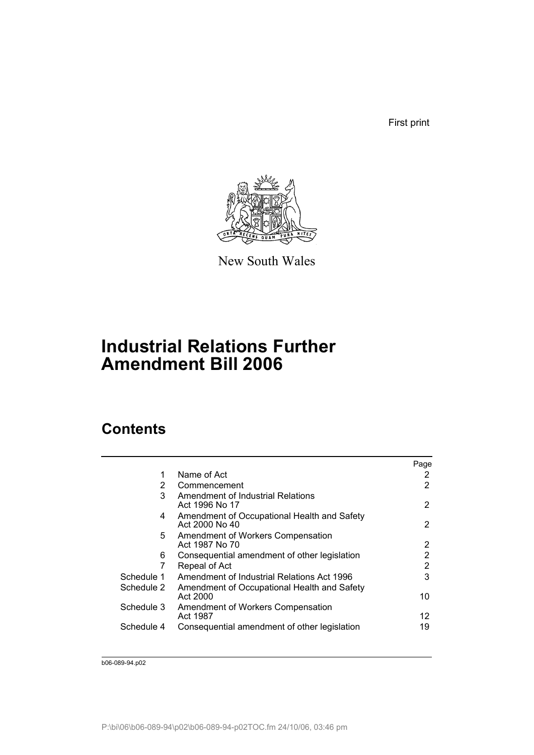First print

New South Wales

# Industrial Relations Further Amendment Bill 2006

## Contents

| | | Page |
|---|---|---|
| 1 | Name of Act | 2 |
| 2 | Commencement | 2 |
| 3 | Amendment of Industrial Relations Act 1996 No 17 | 2 |
| 4 | Amendment of Occupational Health and Safety Act 2000 No 40 | 2 |
| 5 | Amendment of Workers Compensation Act 1987 No 70 | 2 |
| 6 | Consequential amendment of other legislation | 2 |
| 7 | Repeal of Act | 2 |
| Schedule 1 | Amendment of Industrial Relations Act 1996 | 3 |
| Schedule 2 | Amendment of Occupational Health and Safety Act 2000 | 10 |
| Schedule 3 | Amendment of Workers Compensation Act 1987 | 12 |
| Schedule 4 | Consequential amendment of other legislation | 19 |

b06-089-94.p02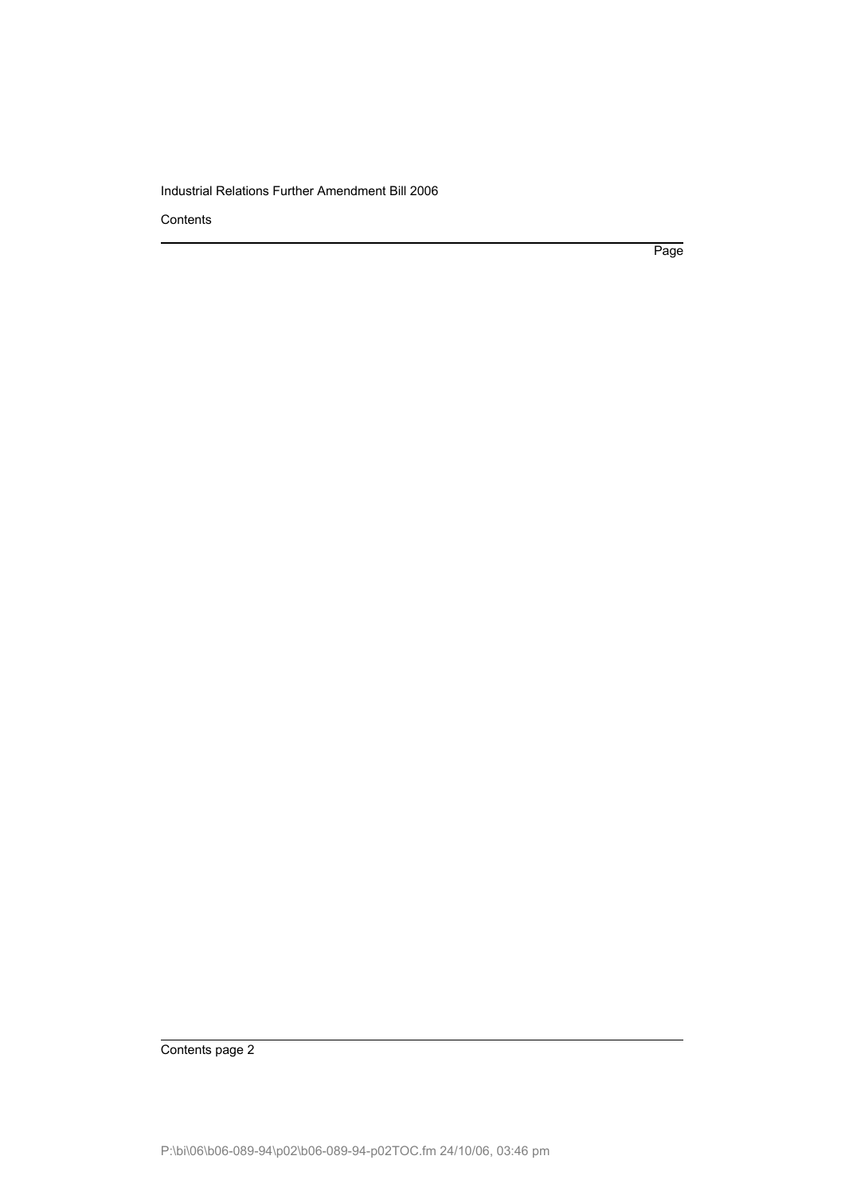Contents

Page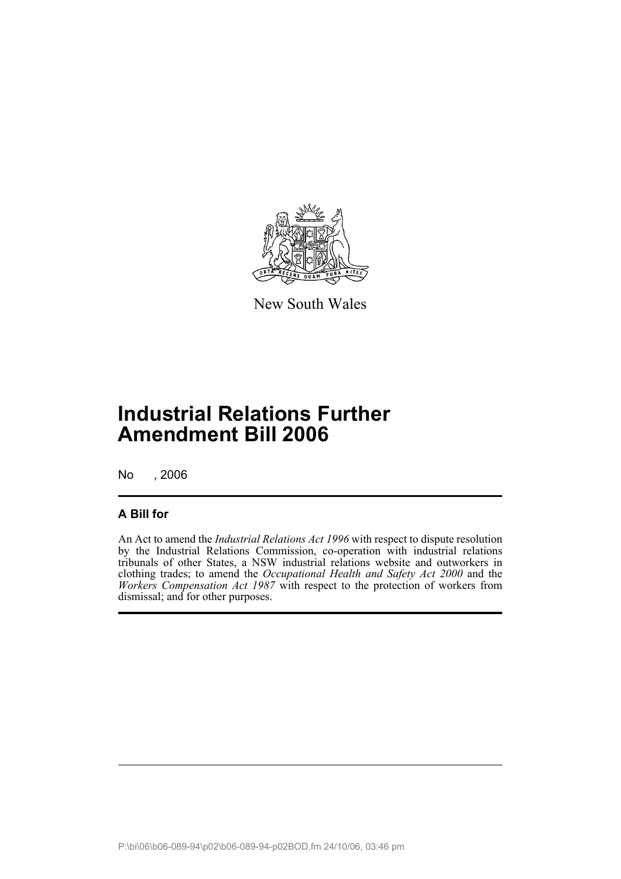New South Wales

# Industrial Relations Further Amendment Bill 2006

No , 2006

## A Bill for

An Act to amend the *Industrial Relations Act 1996* with respect to dispute resolution by the Industrial Relations Commission, co-operation with industrial relations tribunals of other States, a NSW industrial relations website and outworkers in clothing trades; to amend the *Occupational Health and Safety Act 2000* and the *Workers Compensation Act 1987* with respect to the protection of workers from dismissal; and for other purposes.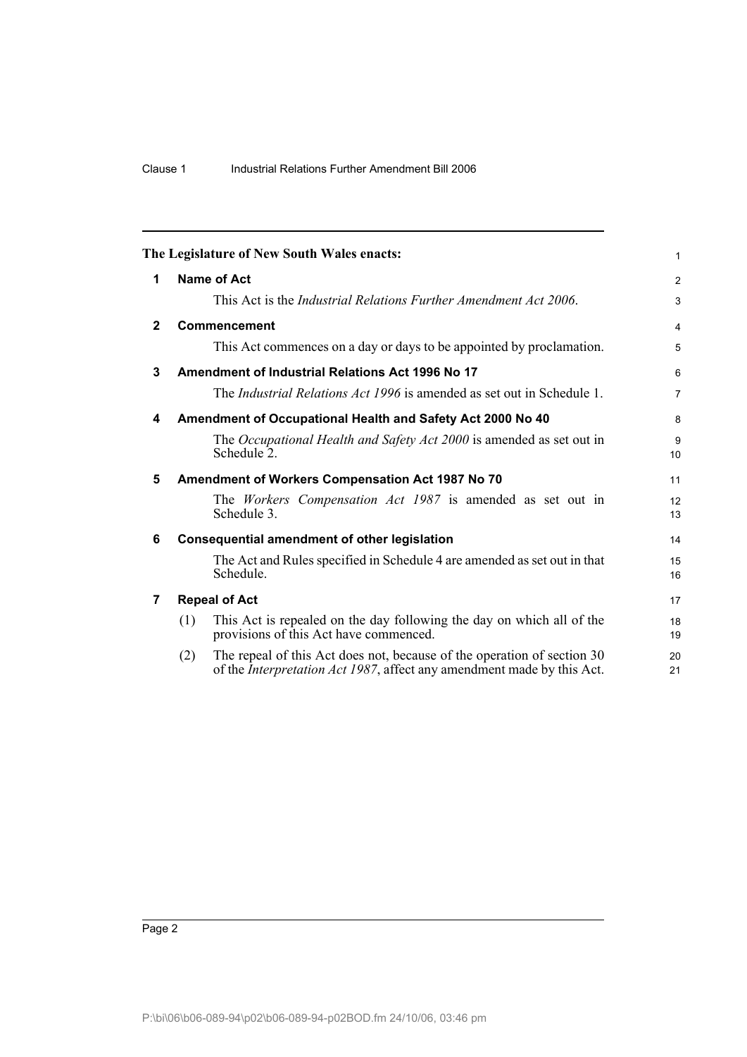**The Legislature of New South Wales enacts:**

## 1 Name of Act

This Act is the *Industrial Relations Further Amendment Act 2006*.

## 2 Commencement

This Act commences on a day or days to be appointed by proclamation.

## 3 Amendment of Industrial Relations Act 1996 No 17

The *Industrial Relations Act 1996* is amended as set out in Schedule 1.

## 4 Amendment of Occupational Health and Safety Act 2000 No 40

The *Occupational Health and Safety Act 2000* is amended as set out in Schedule 2.

## 5 Amendment of Workers Compensation Act 1987 No 70

The *Workers Compensation Act 1987* is amended as set out in Schedule 3.

## 6 Consequential amendment of other legislation

The Act and Rules specified in Schedule 4 are amended as set out in that Schedule.

## 7 Repeal of Act

(1) This Act is repealed on the day following the day on which all of the provisions of this Act have commenced.

(2) The repeal of this Act does not, because of the operation of section 30 of the *Interpretation Act 1987*, affect any amendment made by this Act.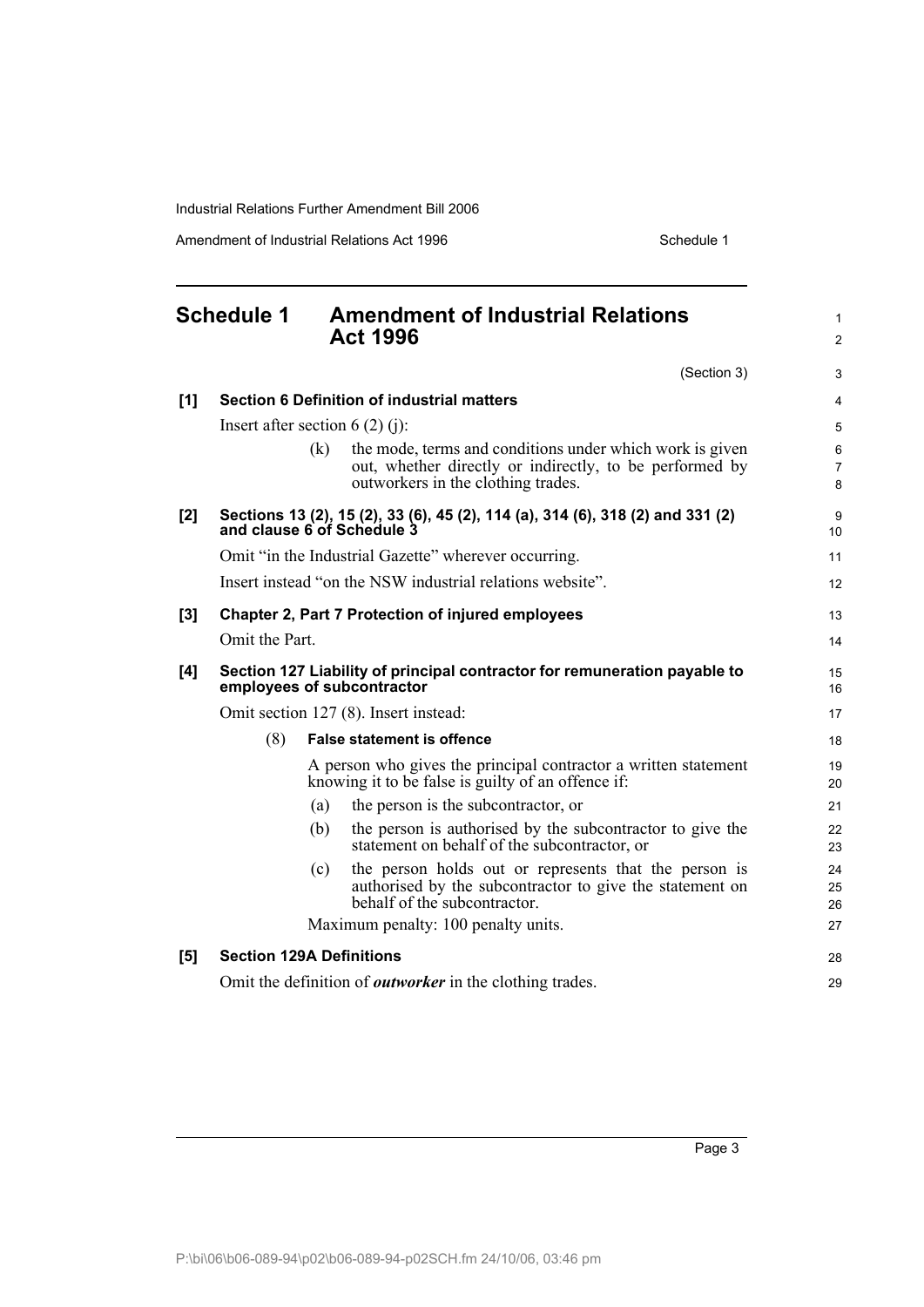# Schedule 1 Amendment of Industrial Relations Act 1996

(Section 3)

**[1] Section 6 Definition of industrial matters**

Insert after section 6 (2) (j):

(k) the mode, terms and conditions under which work is given out, whether directly or indirectly, to be performed by outworkers in the clothing trades.

**[2] Sections 13 (2), 15 (2), 33 (6), 45 (2), 114 (a), 314 (6), 318 (2) and 331 (2) and clause 6 of Schedule 3**

Omit "in the Industrial Gazette" wherever occurring.

Insert instead "on the NSW industrial relations website".

**[3] Chapter 2, Part 7 Protection of injured employees**

Omit the Part.

**[4] Section 127 Liability of principal contractor for remuneration payable to employees of subcontractor**

Omit section 127 (8). Insert instead:

(8) **False statement is offence**

A person who gives the principal contractor a written statement knowing it to be false is guilty of an offence if:

(a) the person is the subcontractor, or

(b) the person is authorised by the subcontractor to give the statement on behalf of the subcontractor, or

(c) the person holds out or represents that the person is authorised by the subcontractor to give the statement on behalf of the subcontractor.

Maximum penalty: 100 penalty units.

**[5] Section 129A Definitions**

Omit the definition of ***outworker*** in the clothing trades.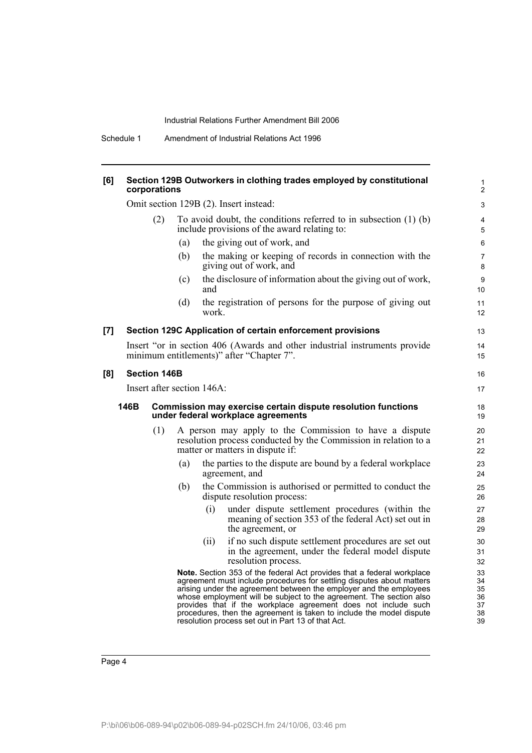**[6] Section 129B Outworkers in clothing trades employed by constitutional corporations**

Omit section 129B (2). Insert instead:

(2) To avoid doubt, the conditions referred to in subsection (1) (b) include provisions of the award relating to:

(a) the giving out of work, and

(b) the making or keeping of records in connection with the giving out of work, and

(c) the disclosure of information about the giving out of work, and

(d) the registration of persons for the purpose of giving out work.

**[7] Section 129C Application of certain enforcement provisions**

Insert "or in section 406 (Awards and other industrial instruments provide minimum entitlements)" after "Chapter 7".

**[8] Section 146B**

Insert after section 146A:

**146B Commission may exercise certain dispute resolution functions under federal workplace agreements**

(1) A person may apply to the Commission to have a dispute resolution process conducted by the Commission in relation to a matter or matters in dispute if:

(a) the parties to the dispute are bound by a federal workplace agreement, and

(b) the Commission is authorised or permitted to conduct the dispute resolution process:

(i) under dispute settlement procedures (within the meaning of section 353 of the federal Act) set out in the agreement, or

(ii) if no such dispute settlement procedures are set out in the agreement, under the federal model dispute resolution process.

**Note.** Section 353 of the federal Act provides that a federal workplace agreement must include procedures for settling disputes about matters arising under the agreement between the employer and the employees whose employment will be subject to the agreement. The section also provides that if the workplace agreement does not include such procedures, then the agreement is taken to include the model dispute resolution process set out in Part 13 of that Act.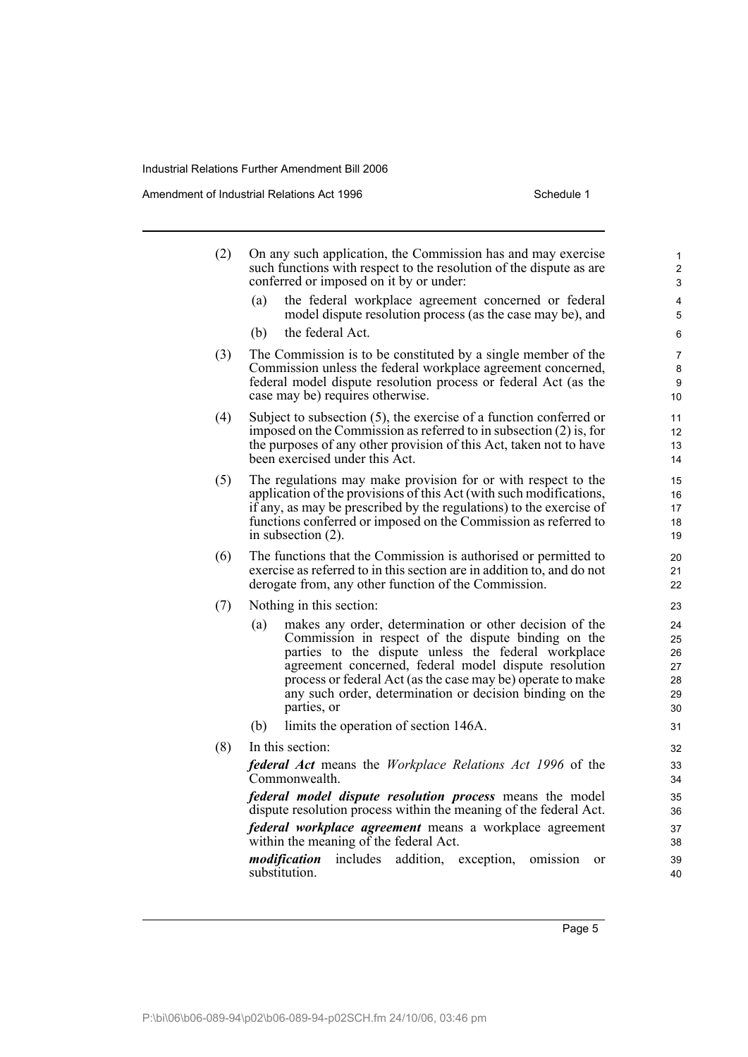(2) On any such application, the Commission has and may exercise such functions with respect to the resolution of the dispute as are conferred or imposed on it by or under:

    (a) the federal workplace agreement concerned or federal model dispute resolution process (as the case may be), and

    (b) the federal Act.

(3) The Commission is to be constituted by a single member of the Commission unless the federal workplace agreement concerned, federal model dispute resolution process or federal Act (as the case may be) requires otherwise.

(4) Subject to subsection (5), the exercise of a function conferred or imposed on the Commission as referred to in subsection (2) is, for the purposes of any other provision of this Act, taken not to have been exercised under this Act.

(5) The regulations may make provision for or with respect to the application of the provisions of this Act (with such modifications, if any, as may be prescribed by the regulations) to the exercise of functions conferred or imposed on the Commission as referred to in subsection (2).

(6) The functions that the Commission is authorised or permitted to exercise as referred to in this section are in addition to, and do not derogate from, any other function of the Commission.

(7) Nothing in this section:

    (a) makes any order, determination or other decision of the Commission in respect of the dispute binding on the parties to the dispute unless the federal workplace agreement concerned, federal model dispute resolution process or federal Act (as the case may be) operate to make any such order, determination or decision binding on the parties, or

    (b) limits the operation of section 146A.

(8) In this section:

    ***federal Act*** means the *Workplace Relations Act 1996* of the Commonwealth.

    ***federal model dispute resolution process*** means the model dispute resolution process within the meaning of the federal Act.

    ***federal workplace agreement*** means a workplace agreement within the meaning of the federal Act.

    ***modification*** includes addition, exception, omission or substitution.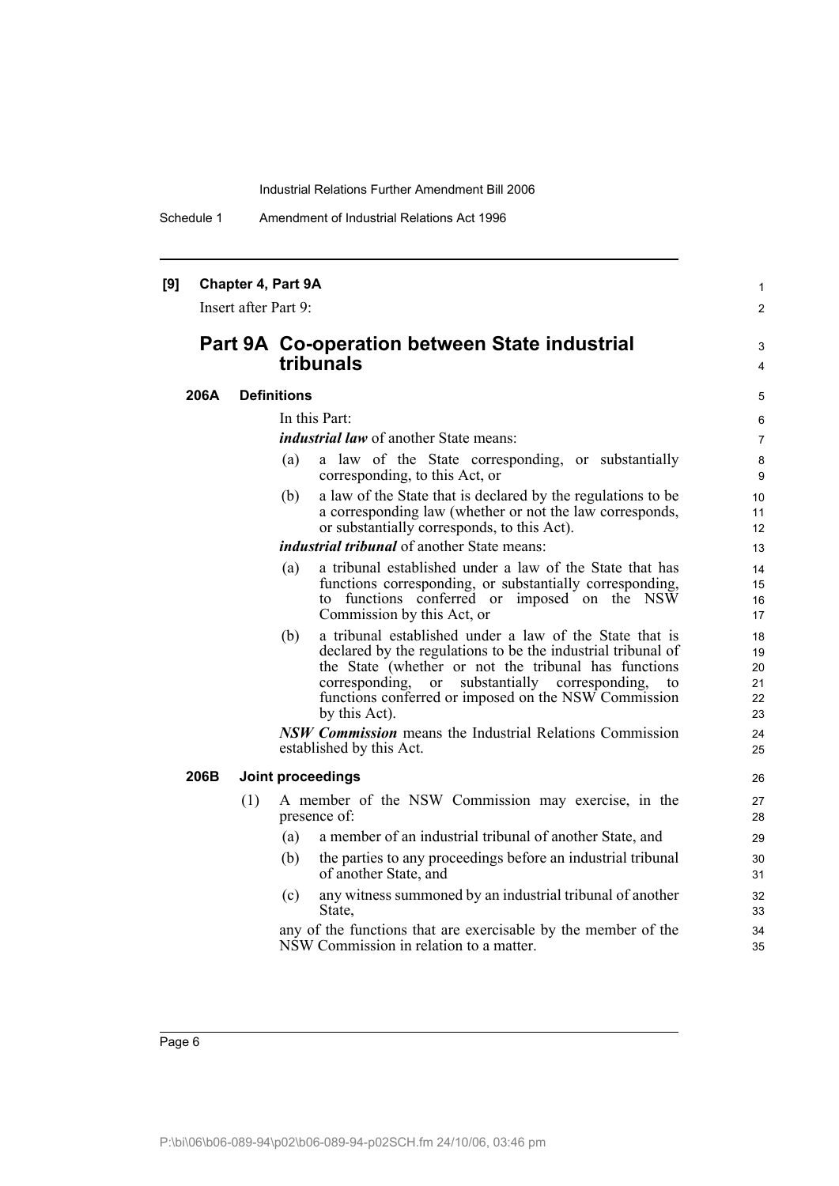**[9] Chapter 4, Part 9A**

Insert after Part 9:

## Part 9A Co-operation between State industrial tribunals

### 206A Definitions

In this Part:

***industrial law*** of another State means:

(a) a law of the State corresponding, or substantially corresponding, to this Act, or

(b) a law of the State that is declared by the regulations to be a corresponding law (whether or not the law corresponds, or substantially corresponds, to this Act).

***industrial tribunal*** of another State means:

(a) a tribunal established under a law of the State that has functions corresponding, or substantially corresponding, to functions conferred or imposed on the NSW Commission by this Act, or

(b) a tribunal established under a law of the State that is declared by the regulations to be the industrial tribunal of the State (whether or not the tribunal has functions corresponding, or substantially corresponding, to functions conferred or imposed on the NSW Commission by this Act).

***NSW Commission*** means the Industrial Relations Commission established by this Act.

### 206B Joint proceedings

(1) A member of the NSW Commission may exercise, in the presence of:

(a) a member of an industrial tribunal of another State, and

(b) the parties to any proceedings before an industrial tribunal of another State, and

(c) any witness summoned by an industrial tribunal of another State,

any of the functions that are exercisable by the member of the NSW Commission in relation to a matter.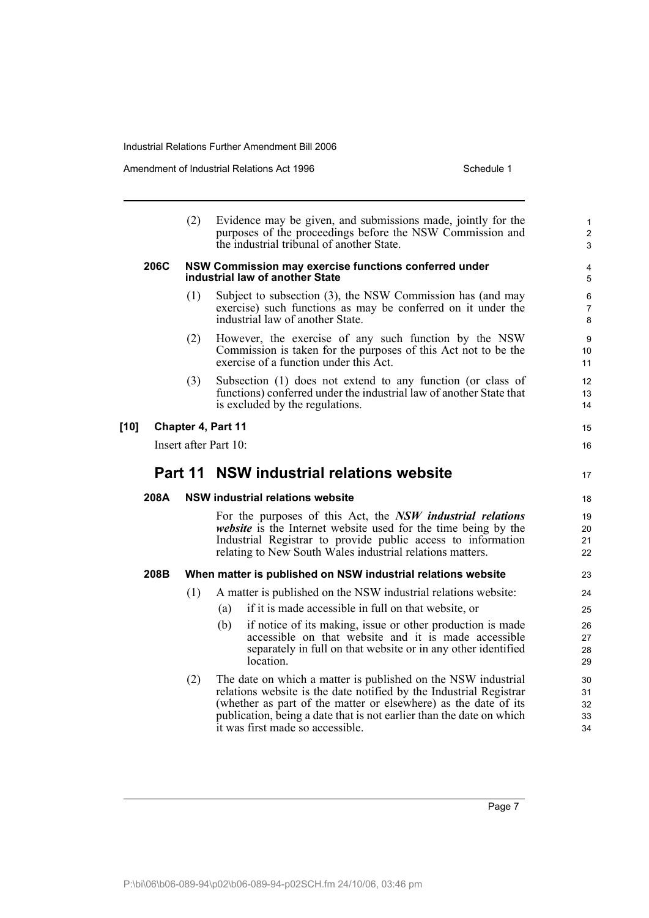(2) Evidence may be given, and submissions made, jointly for the purposes of the proceedings before the NSW Commission and the industrial tribunal of another State.

**206C NSW Commission may exercise functions conferred under industrial law of another State**

(1) Subject to subsection (3), the NSW Commission has (and may exercise) such functions as may be conferred on it under the industrial law of another State.

(2) However, the exercise of any such function by the NSW Commission is taken for the purposes of this Act not to be the exercise of a function under this Act.

(3) Subsection (1) does not extend to any function (or class of functions) conferred under the industrial law of another State that is excluded by the regulations.

**[10] Chapter 4, Part 11**

Insert after Part 10:

## Part 11 NSW industrial relations website

**208A NSW industrial relations website**

For the purposes of this Act, the ***NSW industrial relations website*** is the Internet website used for the time being by the Industrial Registrar to provide public access to information relating to New South Wales industrial relations matters.

**208B When matter is published on NSW industrial relations website**

(1) A matter is published on the NSW industrial relations website:

(a) if it is made accessible in full on that website, or

(b) if notice of its making, issue or other production is made accessible on that website and it is made accessible separately in full on that website or in any other identified location.

(2) The date on which a matter is published on the NSW industrial relations website is the date notified by the Industrial Registrar (whether as part of the matter or elsewhere) as the date of its publication, being a date that is not earlier than the date on which it was first made so accessible.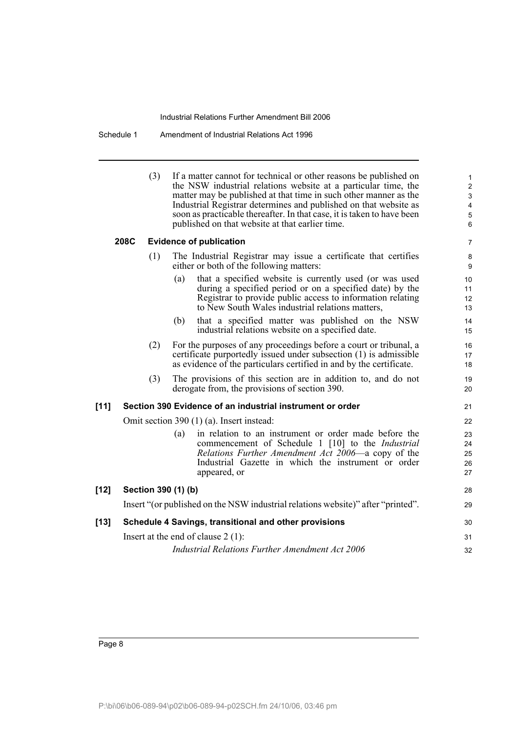(3) If a matter cannot for technical or other reasons be published on the NSW industrial relations website at a particular time, the matter may be published at that time in such other manner as the Industrial Registrar determines and published on that website as soon as practicable thereafter. In that case, it is taken to have been published on that website at that earlier time.

**208C Evidence of publication**

(1) The Industrial Registrar may issue a certificate that certifies either or both of the following matters:

(a) that a specified website is currently used (or was used during a specified period or on a specified date) by the Registrar to provide public access to information relating to New South Wales industrial relations matters,

(b) that a specified matter was published on the NSW industrial relations website on a specified date.

(2) For the purposes of any proceedings before a court or tribunal, a certificate purportedly issued under subsection (1) is admissible as evidence of the particulars certified in and by the certificate.

(3) The provisions of this section are in addition to, and do not derogate from, the provisions of section 390.

**[11] Section 390 Evidence of an industrial instrument or order**

Omit section 390 (1) (a). Insert instead:

(a) in relation to an instrument or order made before the commencement of Schedule 1 [10] to the *Industrial Relations Further Amendment Act 2006*—a copy of the Industrial Gazette in which the instrument or order appeared, or

**[12] Section 390 (1) (b)**

Insert "(or published on the NSW industrial relations website)" after "printed".

**[13] Schedule 4 Savings, transitional and other provisions**

Insert at the end of clause 2 (1):

*Industrial Relations Further Amendment Act 2006*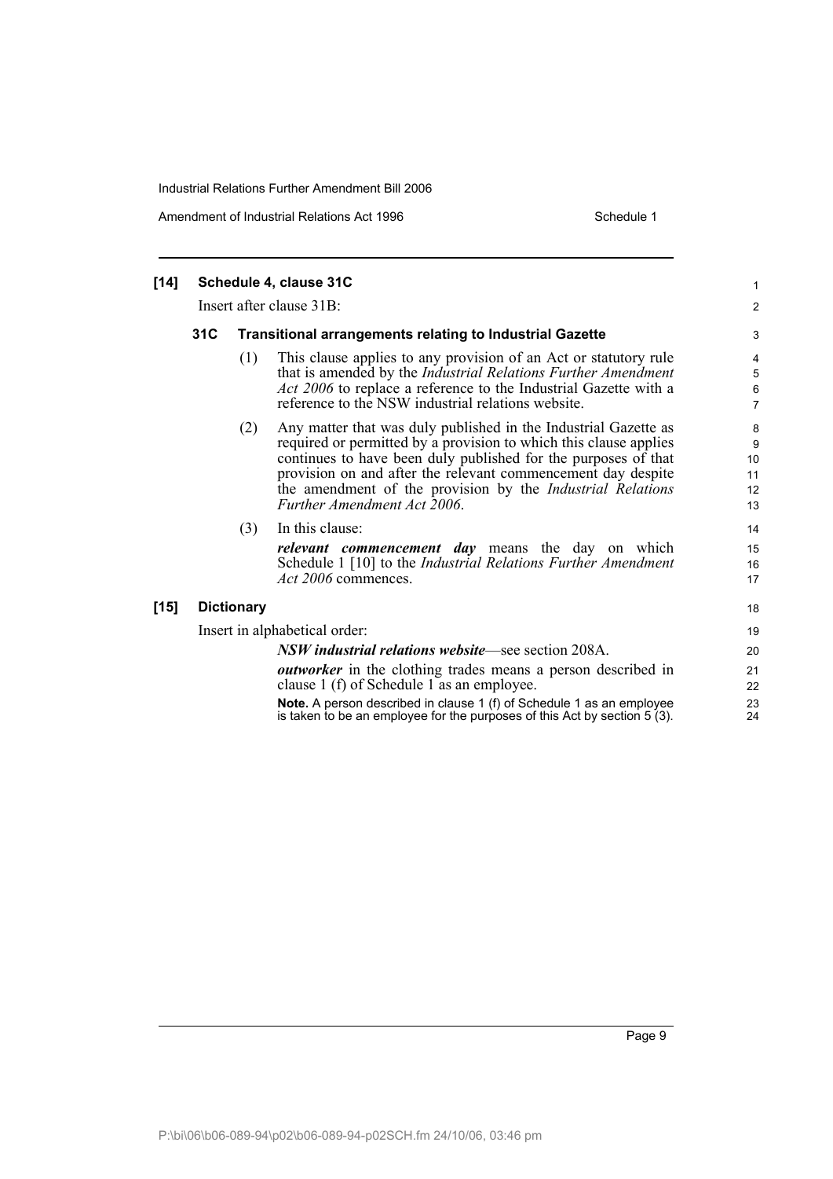**[14] Schedule 4, clause 31C**

Insert after clause 31B:

**31C Transitional arrangements relating to Industrial Gazette**

(1) This clause applies to any provision of an Act or statutory rule that is amended by the *Industrial Relations Further Amendment Act 2006* to replace a reference to the Industrial Gazette with a reference to the NSW industrial relations website.

(2) Any matter that was duly published in the Industrial Gazette as required or permitted by a provision to which this clause applies continues to have been duly published for the purposes of that provision on and after the relevant commencement day despite the amendment of the provision by the *Industrial Relations Further Amendment Act 2006*.

(3) In this clause:

***relevant commencement day*** means the day on which Schedule 1 [10] to the *Industrial Relations Further Amendment Act 2006* commences.

**[15] Dictionary**

Insert in alphabetical order:

***NSW industrial relations website***—see section 208A.

***outworker*** in the clothing trades means a person described in clause 1 (f) of Schedule 1 as an employee.

**Note.** A person described in clause 1 (f) of Schedule 1 as an employee is taken to be an employee for the purposes of this Act by section 5 (3).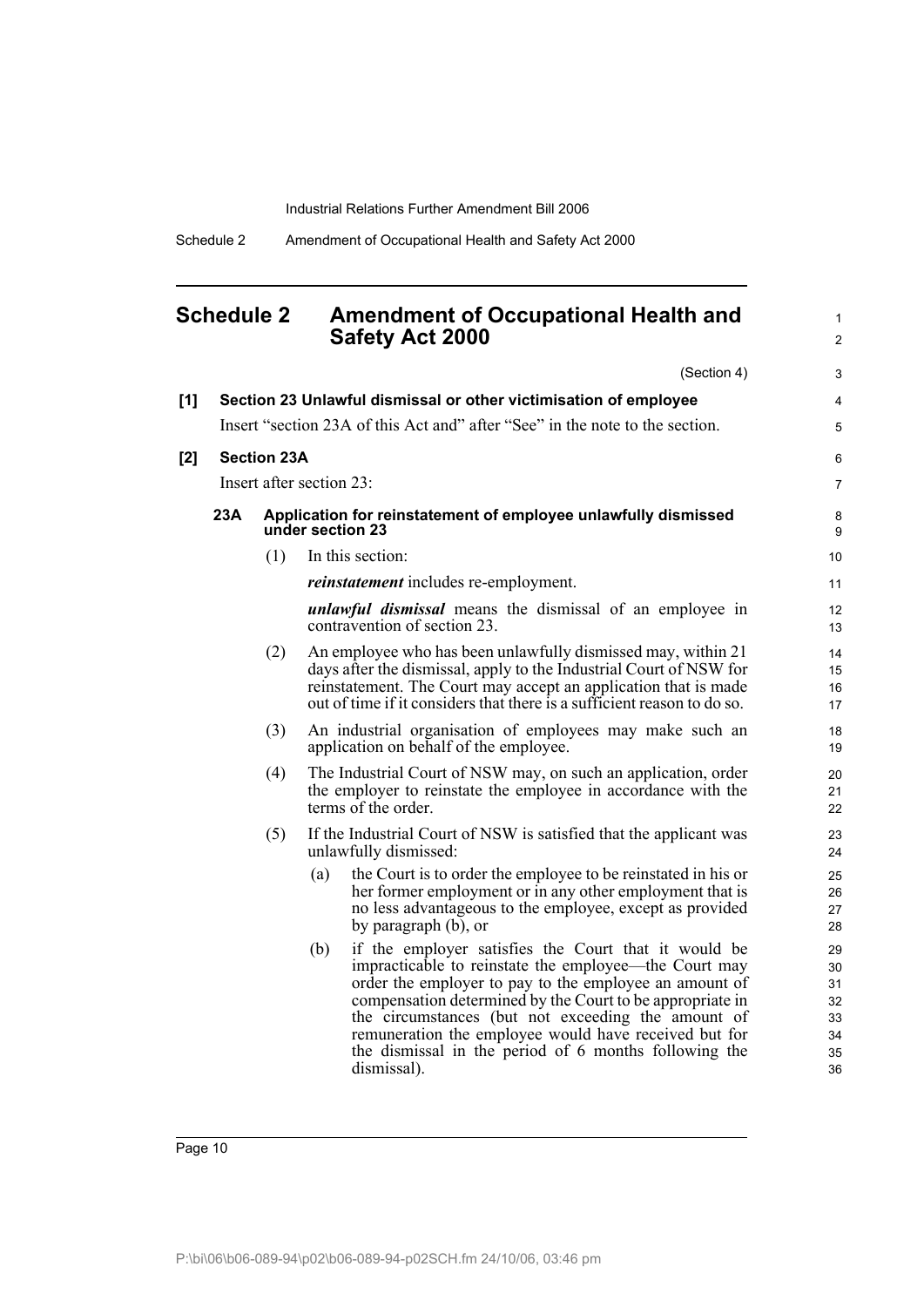## Schedule 2 Amendment of Occupational Health and Safety Act 2000

(Section 4)

**[1] Section 23 Unlawful dismissal or other victimisation of employee**

Insert "section 23A of this Act and" after "See" in the note to the section.

**[2] Section 23A**

Insert after section 23:

**23A Application for reinstatement of employee unlawfully dismissed under section 23**

(1) In this section:

***reinstatement*** includes re-employment.

***unlawful dismissal*** means the dismissal of an employee in contravention of section 23.

(2) An employee who has been unlawfully dismissed may, within 21 days after the dismissal, apply to the Industrial Court of NSW for reinstatement. The Court may accept an application that is made out of time if it considers that there is a sufficient reason to do so.

(3) An industrial organisation of employees may make such an application on behalf of the employee.

(4) The Industrial Court of NSW may, on such an application, order the employer to reinstate the employee in accordance with the terms of the order.

(5) If the Industrial Court of NSW is satisfied that the applicant was unlawfully dismissed:

(a) the Court is to order the employee to be reinstated in his or her former employment or in any other employment that is no less advantageous to the employee, except as provided by paragraph (b), or

(b) if the employer satisfies the Court that it would be impracticable to reinstate the employee—the Court may order the employer to pay to the employee an amount of compensation determined by the Court to be appropriate in the circumstances (but not exceeding the amount of remuneration the employee would have received but for the dismissal in the period of 6 months following the dismissal).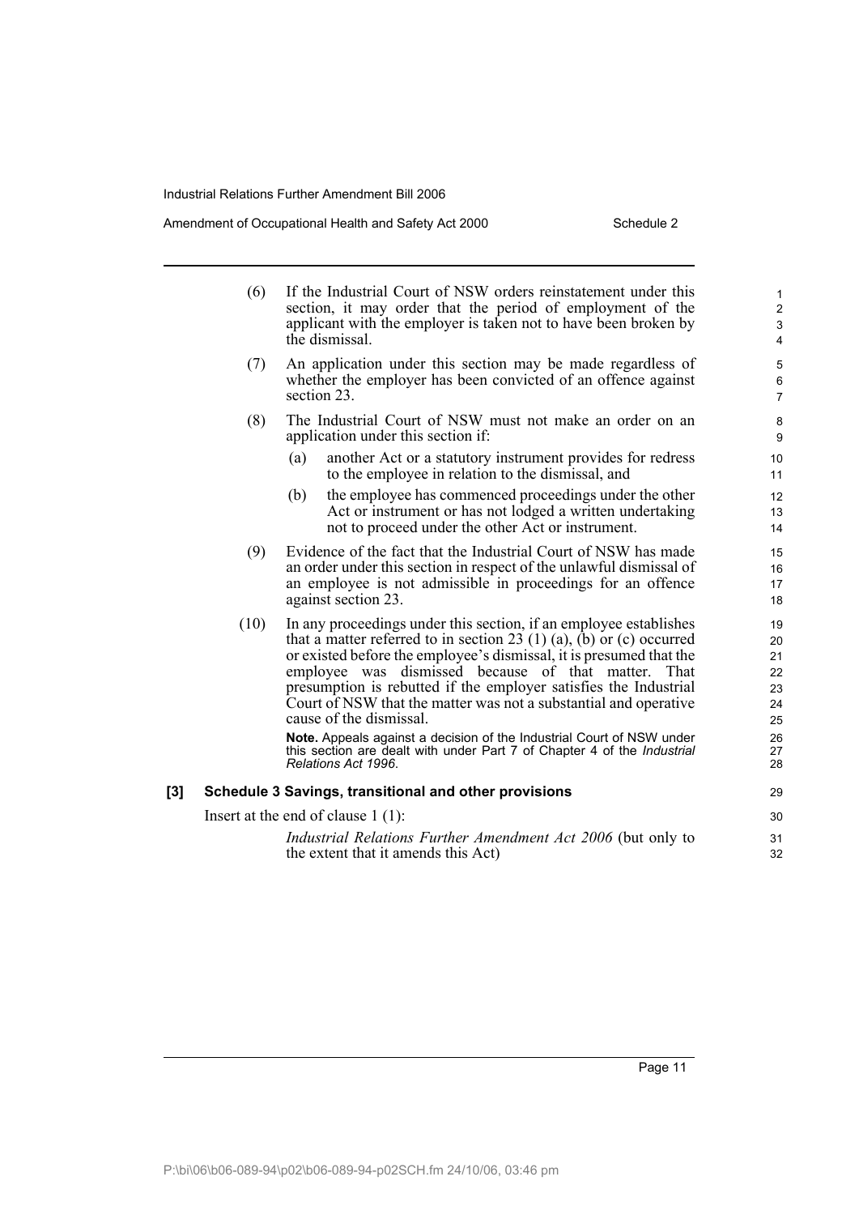(6) If the Industrial Court of NSW orders reinstatement under this section, it may order that the period of employment of the applicant with the employer is taken not to have been broken by the dismissal.

(7) An application under this section may be made regardless of whether the employer has been convicted of an offence against section 23.

(8) The Industrial Court of NSW must not make an order on an application under this section if:

(a) another Act or a statutory instrument provides for redress to the employee in relation to the dismissal, and

(b) the employee has commenced proceedings under the other Act or instrument or has not lodged a written undertaking not to proceed under the other Act or instrument.

(9) Evidence of the fact that the Industrial Court of NSW has made an order under this section in respect of the unlawful dismissal of an employee is not admissible in proceedings for an offence against section 23.

(10) In any proceedings under this section, if an employee establishes that a matter referred to in section 23 (1) (a), (b) or (c) occurred or existed before the employee's dismissal, it is presumed that the employee was dismissed because of that matter. That presumption is rebutted if the employer satisfies the Industrial Court of NSW that the matter was not a substantial and operative cause of the dismissal.

**Note.** Appeals against a decision of the Industrial Court of NSW under this section are dealt with under Part 7 of Chapter 4 of the *Industrial Relations Act 1996*.

### [3] Schedule 3 Savings, transitional and other provisions

Insert at the end of clause 1 (1):

*Industrial Relations Further Amendment Act 2006* (but only to the extent that it amends this Act)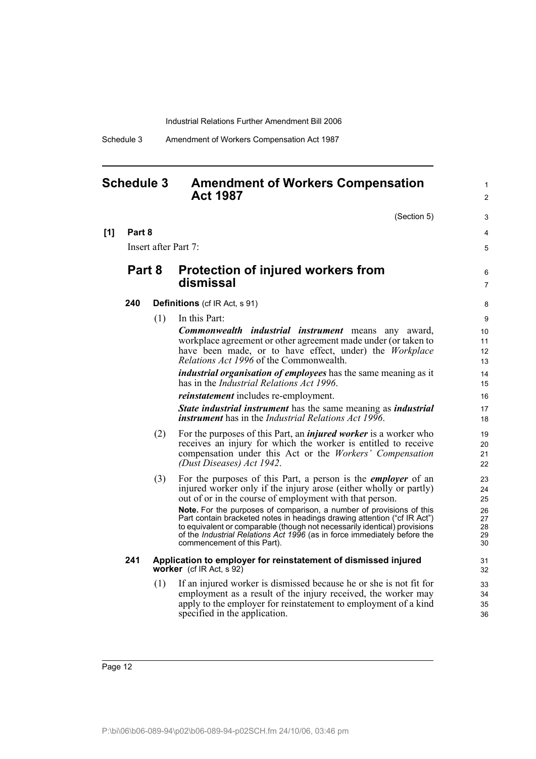# Schedule 3 Amendment of Workers Compensation Act 1987

(Section 5)

**[1] Part 8**

Insert after Part 7:

## Part 8 Protection of injured workers from dismissal

### 240 Definitions (cf IR Act, s 91)

(1) In this Part:

***Commonwealth industrial instrument*** means any award, workplace agreement or other agreement made under (or taken to have been made, or to have effect, under) the *Workplace Relations Act 1996* of the Commonwealth.

***industrial organisation of employees*** has the same meaning as it has in the *Industrial Relations Act 1996*.

***reinstatement*** includes re-employment.

***State industrial instrument*** has the same meaning as ***industrial instrument*** has in the *Industrial Relations Act 1996*.

(2) For the purposes of this Part, an ***injured worker*** is a worker who receives an injury for which the worker is entitled to receive compensation under this Act or the *Workers' Compensation (Dust Diseases) Act 1942*.

(3) For the purposes of this Part, a person is the ***employer*** of an injured worker only if the injury arose (either wholly or partly) out of or in the course of employment with that person.

**Note.** For the purposes of comparison, a number of provisions of this Part contain bracketed notes in headings drawing attention ("cf IR Act") to equivalent or comparable (though not necessarily identical) provisions of the *Industrial Relations Act 1996* (as in force immediately before the commencement of this Part).

### 241 Application to employer for reinstatement of dismissed injured worker (cf IR Act, s 92)

(1) If an injured worker is dismissed because he or she is not fit for employment as a result of the injury received, the worker may apply to the employer for reinstatement to employment of a kind specified in the application.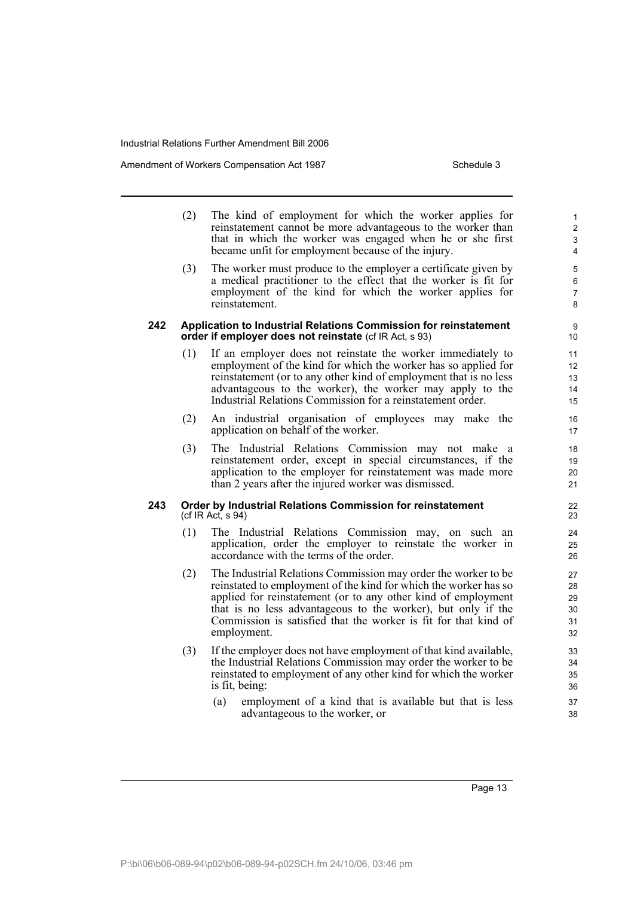(2) The kind of employment for which the worker applies for reinstatement cannot be more advantageous to the worker than that in which the worker was engaged when he or she first became unfit for employment because of the injury.

(3) The worker must produce to the employer a certificate given by a medical practitioner to the effect that the worker is fit for employment of the kind for which the worker applies for reinstatement.

### 242 Application to Industrial Relations Commission for reinstatement order if employer does not reinstate (cf IR Act, s 93)

(1) If an employer does not reinstate the worker immediately to employment of the kind for which the worker has so applied for reinstatement (or to any other kind of employment that is no less advantageous to the worker), the worker may apply to the Industrial Relations Commission for a reinstatement order.

(2) An industrial organisation of employees may make the application on behalf of the worker.

(3) The Industrial Relations Commission may not make a reinstatement order, except in special circumstances, if the application to the employer for reinstatement was made more than 2 years after the injured worker was dismissed.

### 243 Order by Industrial Relations Commission for reinstatement (cf IR Act, s 94)

(1) The Industrial Relations Commission may, on such an application, order the employer to reinstate the worker in accordance with the terms of the order.

(2) The Industrial Relations Commission may order the worker to be reinstated to employment of the kind for which the worker has so applied for reinstatement (or to any other kind of employment that is no less advantageous to the worker), but only if the Commission is satisfied that the worker is fit for that kind of employment.

(3) If the employer does not have employment of that kind available, the Industrial Relations Commission may order the worker to be reinstated to employment of any other kind for which the worker is fit, being:

(a) employment of a kind that is available but that is less advantageous to the worker, or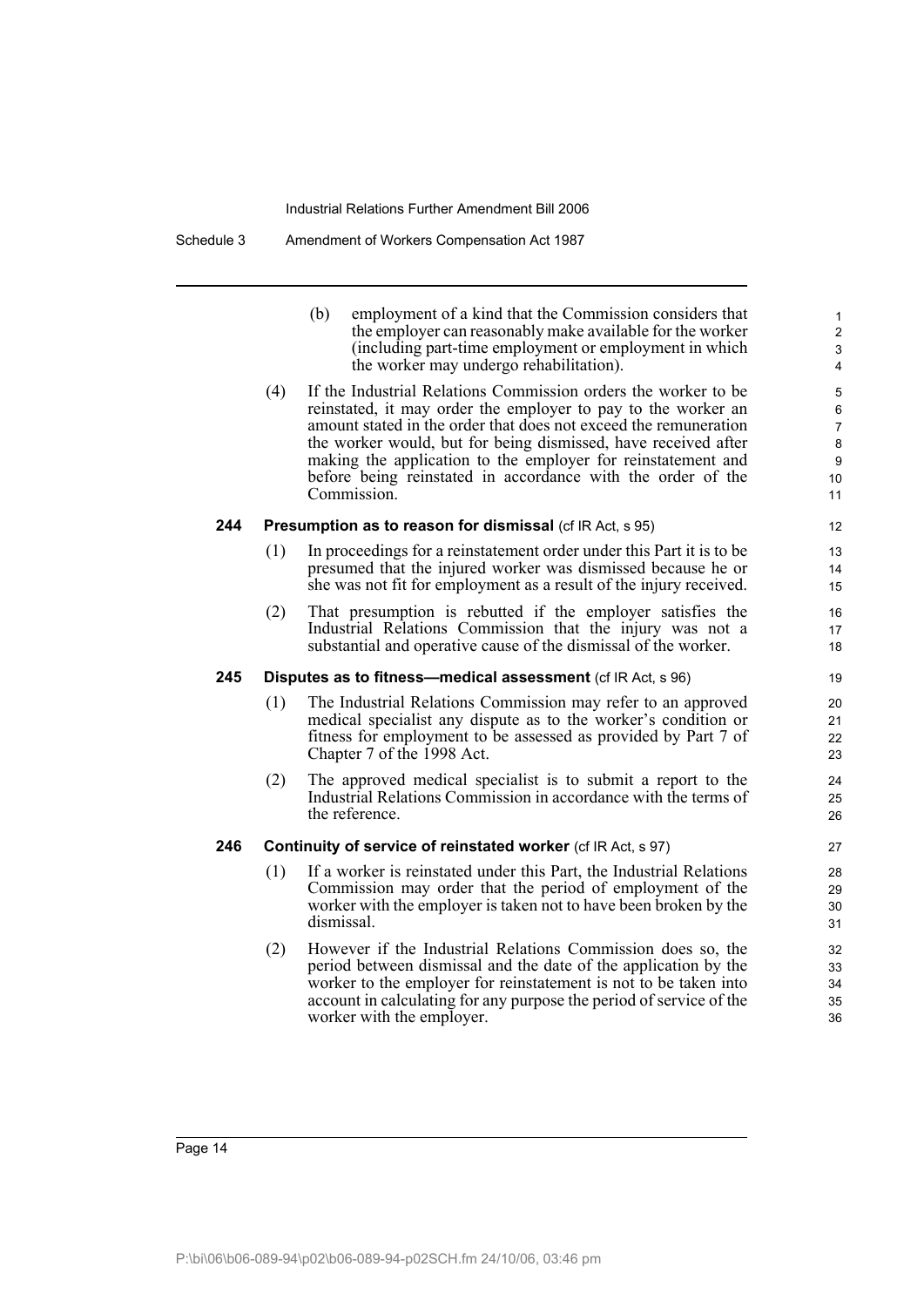(b) employment of a kind that the Commission considers that the employer can reasonably make available for the worker (including part-time employment or employment in which the worker may undergo rehabilitation).

(4) If the Industrial Relations Commission orders the worker to be reinstated, it may order the employer to pay to the worker an amount stated in the order that does not exceed the remuneration the worker would, but for being dismissed, have received after making the application to the employer for reinstatement and before being reinstated in accordance with the order of the Commission.

**244 Presumption as to reason for dismissal** (cf IR Act, s 95)

(1) In proceedings for a reinstatement order under this Part it is to be presumed that the injured worker was dismissed because he or she was not fit for employment as a result of the injury received.

(2) That presumption is rebutted if the employer satisfies the Industrial Relations Commission that the injury was not a substantial and operative cause of the dismissal of the worker.

**245 Disputes as to fitness—medical assessment** (cf IR Act, s 96)

(1) The Industrial Relations Commission may refer to an approved medical specialist any dispute as to the worker's condition or fitness for employment to be assessed as provided by Part 7 of Chapter 7 of the 1998 Act.

(2) The approved medical specialist is to submit a report to the Industrial Relations Commission in accordance with the terms of the reference.

**246 Continuity of service of reinstated worker** (cf IR Act, s 97)

(1) If a worker is reinstated under this Part, the Industrial Relations Commission may order that the period of employment of the worker with the employer is taken not to have been broken by the dismissal.

(2) However if the Industrial Relations Commission does so, the period between dismissal and the date of the application by the worker to the employer for reinstatement is not to be taken into account in calculating for any purpose the period of service of the worker with the employer.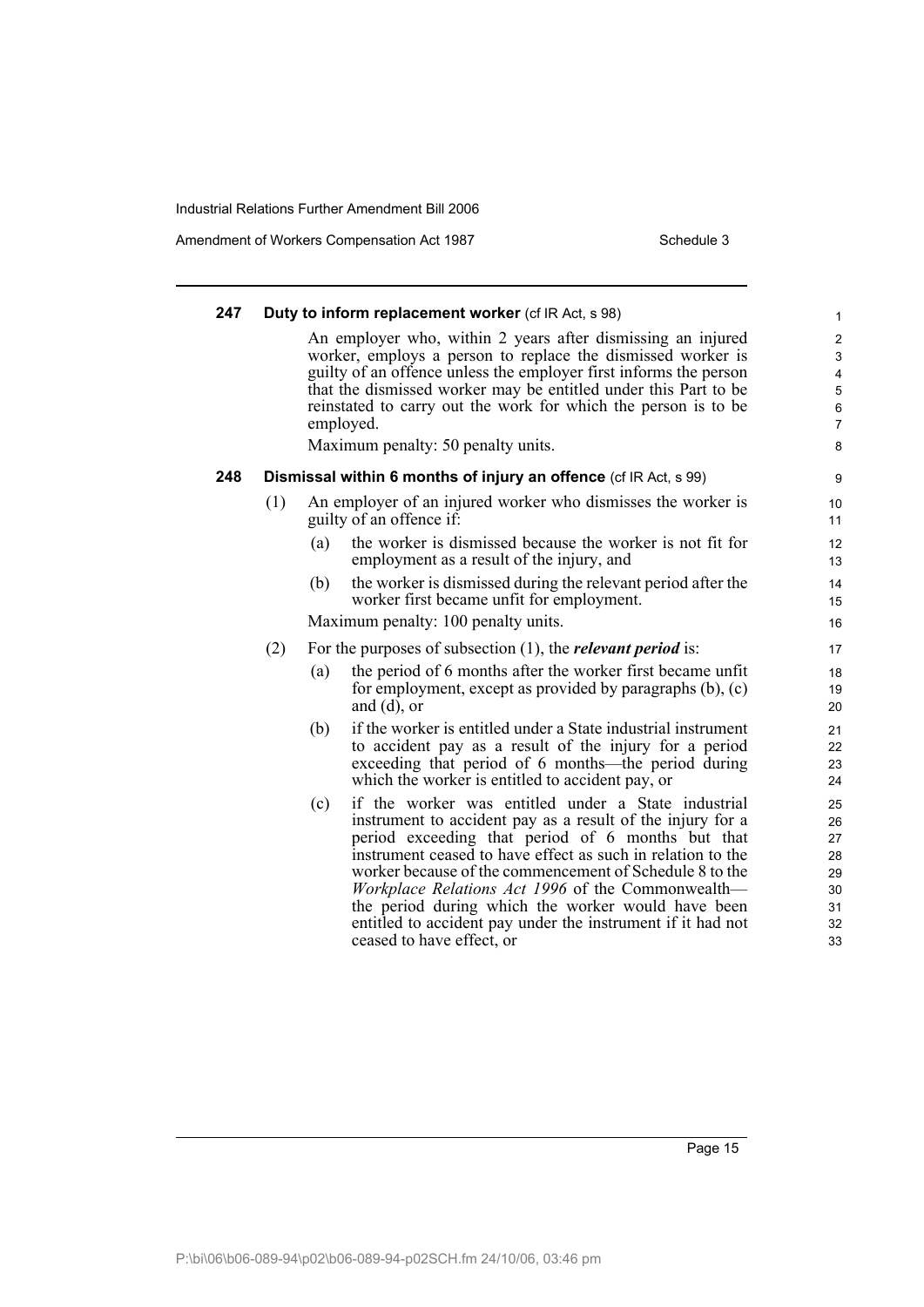**247 Duty to inform replacement worker** (cf IR Act, s 98)

An employer who, within 2 years after dismissing an injured worker, employs a person to replace the dismissed worker is guilty of an offence unless the employer first informs the person that the dismissed worker may be entitled under this Part to be reinstated to carry out the work for which the person is to be employed.

Maximum penalty: 50 penalty units.

**248 Dismissal within 6 months of injury an offence** (cf IR Act, s 99)

(1) An employer of an injured worker who dismisses the worker is guilty of an offence if:

(a) the worker is dismissed because the worker is not fit for employment as a result of the injury, and

(b) the worker is dismissed during the relevant period after the worker first became unfit for employment.

Maximum penalty: 100 penalty units.

(2) For the purposes of subsection (1), the ***relevant period*** is:

(a) the period of 6 months after the worker first became unfit for employment, except as provided by paragraphs (b), (c) and (d), or

(b) if the worker is entitled under a State industrial instrument to accident pay as a result of the injury for a period exceeding that period of 6 months—the period during which the worker is entitled to accident pay, or

(c) if the worker was entitled under a State industrial instrument to accident pay as a result of the injury for a period exceeding that period of 6 months but that instrument ceased to have effect as such in relation to the worker because of the commencement of Schedule 8 to the *Workplace Relations Act 1996* of the Commonwealth—the period during which the worker would have been entitled to accident pay under the instrument if it had not ceased to have effect, or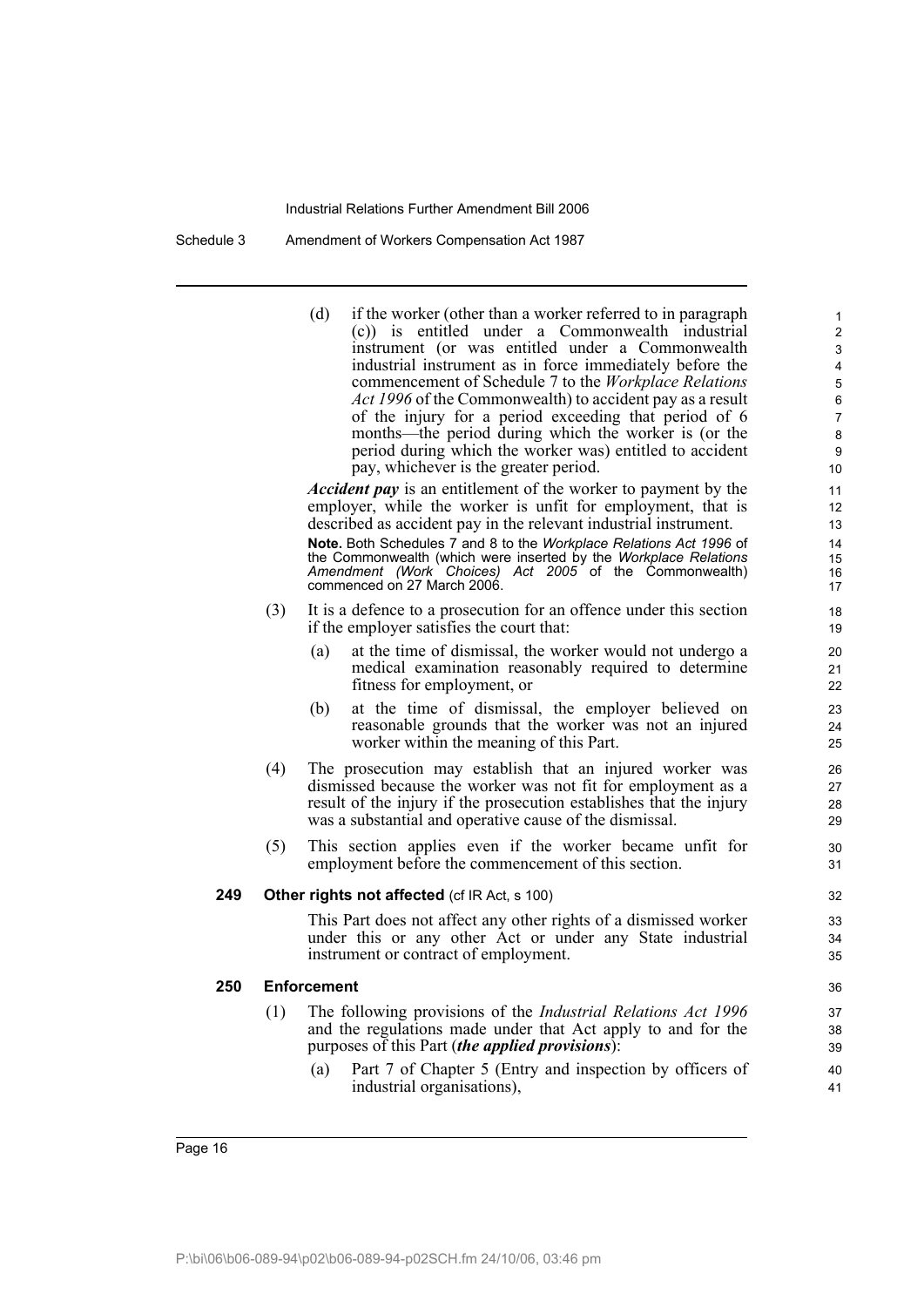(d) if the worker (other than a worker referred to in paragraph (c)) is entitled under a Commonwealth industrial instrument (or was entitled under a Commonwealth industrial instrument as in force immediately before the commencement of Schedule 7 to the *Workplace Relations Act 1996* of the Commonwealth) to accident pay as a result of the injury for a period exceeding that period of 6 months—the period during which the worker is (or the period during which the worker was) entitled to accident pay, whichever is the greater period.

***Accident pay*** is an entitlement of the worker to payment by the employer, while the worker is unfit for employment, that is described as accident pay in the relevant industrial instrument.

**Note.** Both Schedules 7 and 8 to the *Workplace Relations Act 1996* of the Commonwealth (which were inserted by the *Workplace Relations Amendment (Work Choices) Act 2005* of the Commonwealth) commenced on 27 March 2006.

(3) It is a defence to a prosecution for an offence under this section if the employer satisfies the court that:

(a) at the time of dismissal, the worker would not undergo a medical examination reasonably required to determine fitness for employment, or

(b) at the time of dismissal, the employer believed on reasonable grounds that the worker was not an injured worker within the meaning of this Part.

(4) The prosecution may establish that an injured worker was dismissed because the worker was not fit for employment as a result of the injury if the prosecution establishes that the injury was a substantial and operative cause of the dismissal.

(5) This section applies even if the worker became unfit for employment before the commencement of this section.

**249 Other rights not affected** (cf IR Act, s 100)

This Part does not affect any other rights of a dismissed worker under this or any other Act or under any State industrial instrument or contract of employment.

**250 Enforcement**

(1) The following provisions of the *Industrial Relations Act 1996* and the regulations made under that Act apply to and for the purposes of this Part (***the applied provisions***):

(a) Part 7 of Chapter 5 (Entry and inspection by officers of industrial organisations),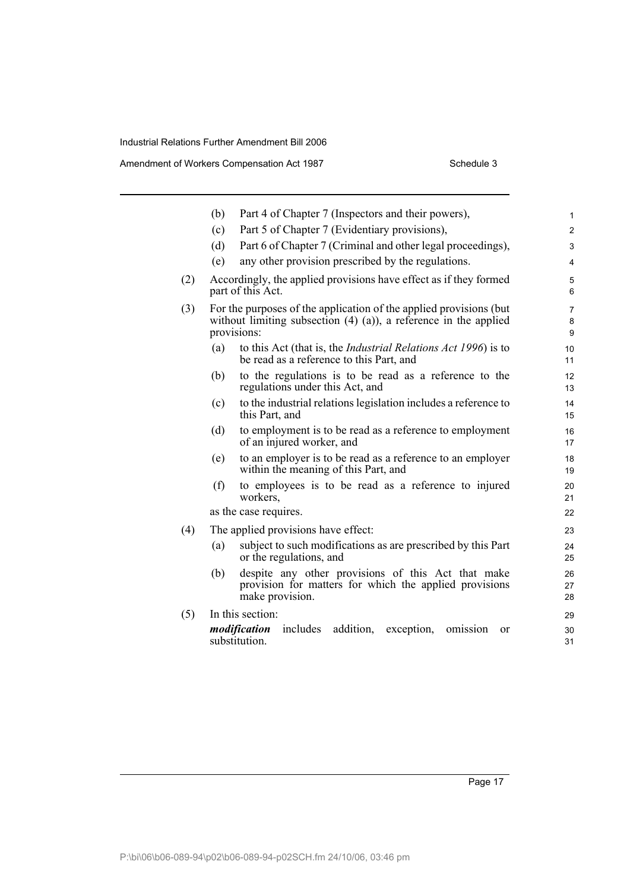(b) Part 4 of Chapter 7 (Inspectors and their powers),

(c) Part 5 of Chapter 7 (Evidentiary provisions),

(d) Part 6 of Chapter 7 (Criminal and other legal proceedings),

(e) any other provision prescribed by the regulations.

(2) Accordingly, the applied provisions have effect as if they formed part of this Act.

(3) For the purposes of the application of the applied provisions (but without limiting subsection (4) (a)), a reference in the applied provisions:

(a) to this Act (that is, the *Industrial Relations Act 1996*) is to be read as a reference to this Part, and

(b) to the regulations is to be read as a reference to the regulations under this Act, and

(c) to the industrial relations legislation includes a reference to this Part, and

(d) to employment is to be read as a reference to employment of an injured worker, and

(e) to an employer is to be read as a reference to an employer within the meaning of this Part, and

(f) to employees is to be read as a reference to injured workers,

as the case requires.

(4) The applied provisions have effect:

(a) subject to such modifications as are prescribed by this Part or the regulations, and

(b) despite any other provisions of this Act that make provision for matters for which the applied provisions make provision.

(5) In this section:

***modification*** includes addition, exception, omission or substitution.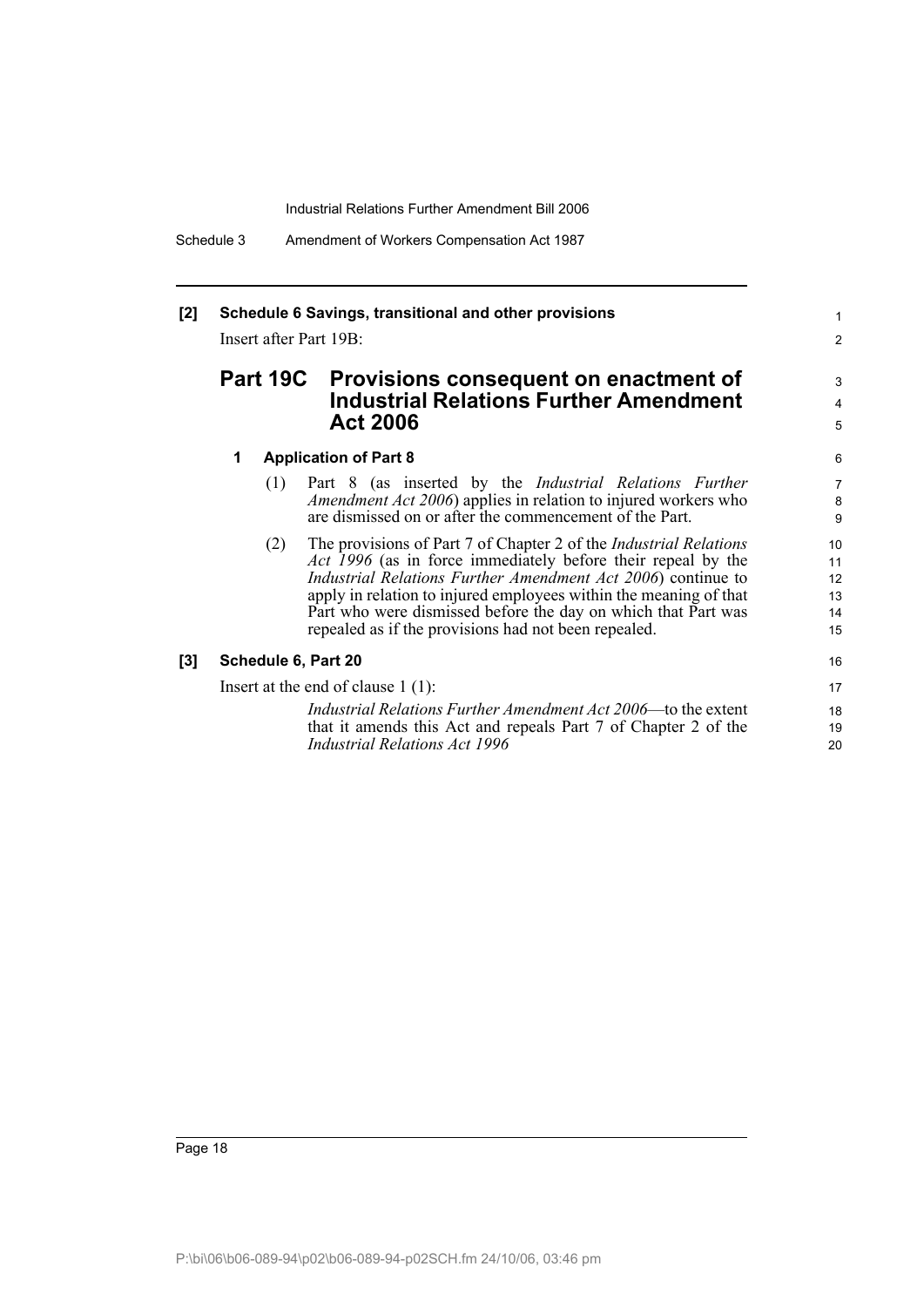**[2] Schedule 6 Savings, transitional and other provisions**

Insert after Part 19B:

## Part 19C Provisions consequent on enactment of Industrial Relations Further Amendment Act 2006

### 1 Application of Part 8

(1) Part 8 (as inserted by the *Industrial Relations Further Amendment Act 2006*) applies in relation to injured workers who are dismissed on or after the commencement of the Part.

(2) The provisions of Part 7 of Chapter 2 of the *Industrial Relations Act 1996* (as in force immediately before their repeal by the *Industrial Relations Further Amendment Act 2006*) continue to apply in relation to injured employees within the meaning of that Part who were dismissed before the day on which that Part was repealed as if the provisions had not been repealed.

**[3] Schedule 6, Part 20**

Insert at the end of clause 1 (1):

*Industrial Relations Further Amendment Act 2006*—to the extent that it amends this Act and repeals Part 7 of Chapter 2 of the *Industrial Relations Act 1996*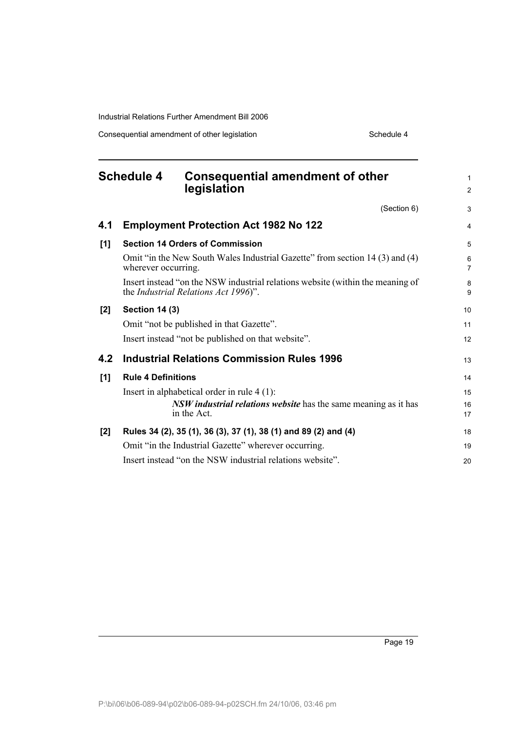## Schedule 4 Consequential amendment of other legislation

(Section 6)

### 4.1 Employment Protection Act 1982 No 122

**[1] Section 14 Orders of Commission**

Omit "in the New South Wales Industrial Gazette" from section 14 (3) and (4) wherever occurring.

Insert instead "on the NSW industrial relations website (within the meaning of the *Industrial Relations Act 1996*)".

**[2] Section 14 (3)**

Omit "not be published in that Gazette".

Insert instead "not be published on that website".

### 4.2 Industrial Relations Commission Rules 1996

**[1] Rule 4 Definitions**

Insert in alphabetical order in rule 4 (1):

> ***NSW industrial relations website*** has the same meaning as it has in the Act.

**[2] Rules 34 (2), 35 (1), 36 (3), 37 (1), 38 (1) and 89 (2) and (4)**

Omit "in the Industrial Gazette" wherever occurring.

Insert instead "on the NSW industrial relations website".